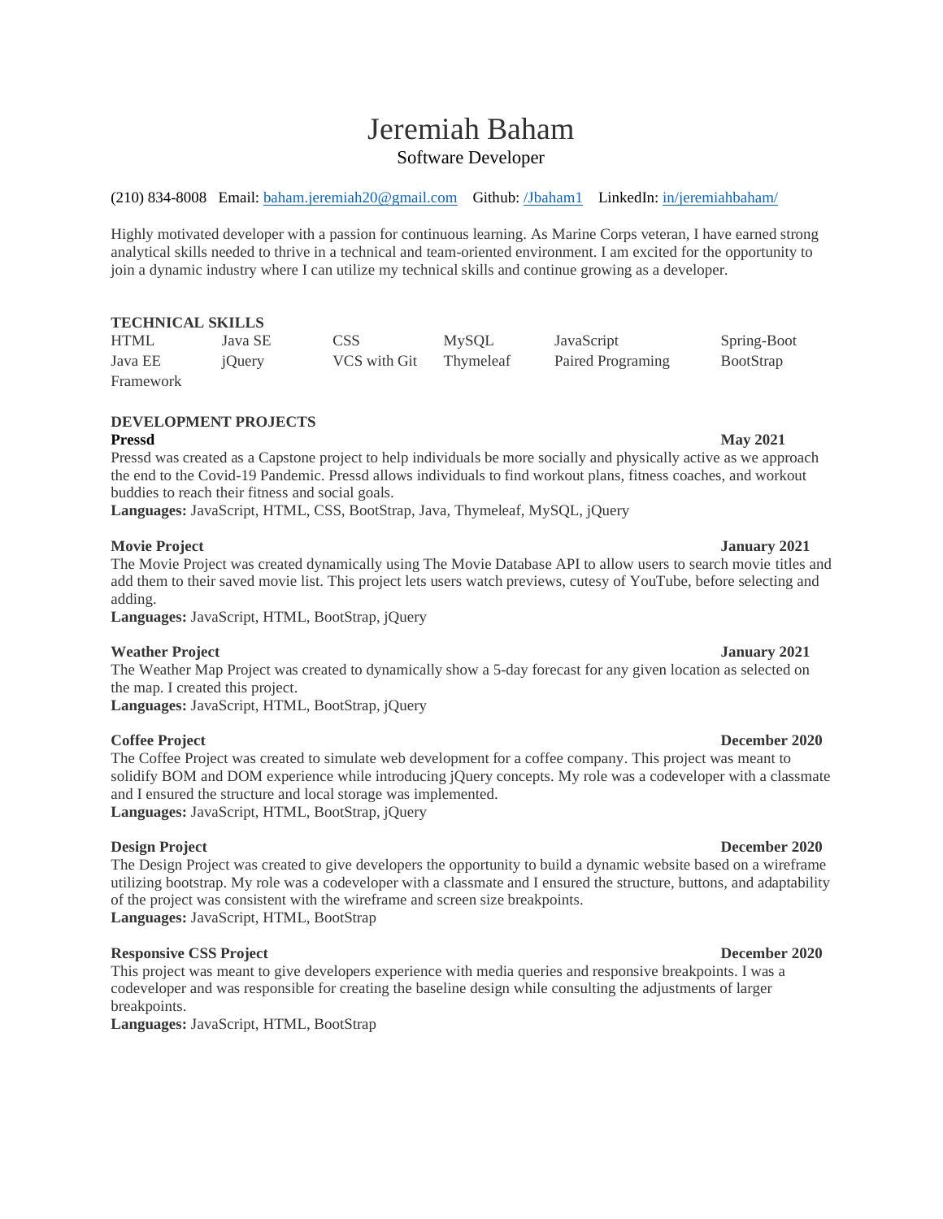# Jeremiah Baham

Software Developer

(210) 834-8008 Email: baham.jeremiah20@gmail.com Github: /Jbaham1 LinkedIn: in/jeremiahbaham/

Highly motivated developer with a passion for continuous learning. As Marine Corps veteran, I have earned strong analytical skills needed to thrive in a technical and team-oriented environment. I am excited for the opportunity to join a dynamic industry where I can utilize my technical skills and continue growing as a developer.

## TECHNICAL SKILLS

| | | | | | |
|---|---|---|---|---|---|
| HTML | Java SE | CSS | MySQL | JavaScript | Spring-Boot |
| Java EE Framework | jQuery | VCS with Git | Thymeleaf | Paired Programing | BootStrap |

## DEVELOPMENT PROJECTS

**Pressd** — **May 2021**

Pressd was created as a Capstone project to help individuals be more socially and physically active as we approach the end to the Covid-19 Pandemic. Pressd allows individuals to find workout plans, fitness coaches, and workout buddies to reach their fitness and social goals.

**Languages:** JavaScript, HTML, CSS, BootStrap, Java, Thymeleaf, MySQL, jQuery

**Movie Project** — **January 2021**

The Movie Project was created dynamically using The Movie Database API to allow users to search movie titles and add them to their saved movie list. This project lets users watch previews, cutesy of YouTube, before selecting and adding.

**Languages:** JavaScript, HTML, BootStrap, jQuery

**Weather Project** — **January 2021**

The Weather Map Project was created to dynamically show a 5-day forecast for any given location as selected on the map. I created this project.

**Languages:** JavaScript, HTML, BootStrap, jQuery

**Coffee Project** — **December 2020**

The Coffee Project was created to simulate web development for a coffee company. This project was meant to solidify BOM and DOM experience while introducing jQuery concepts. My role was a codeveloper with a classmate and I ensured the structure and local storage was implemented.

**Languages:** JavaScript, HTML, BootStrap, jQuery

**Design Project** — **December 2020**

The Design Project was created to give developers the opportunity to build a dynamic website based on a wireframe utilizing bootstrap. My role was a codeveloper with a classmate and I ensured the structure, buttons, and adaptability of the project was consistent with the wireframe and screen size breakpoints.

**Languages:** JavaScript, HTML, BootStrap

**Responsive CSS Project** — **December 2020**

This project was meant to give developers experience with media queries and responsive breakpoints. I was a codeveloper and was responsible for creating the baseline design while consulting the adjustments of larger breakpoints.

**Languages:** JavaScript, HTML, BootStrap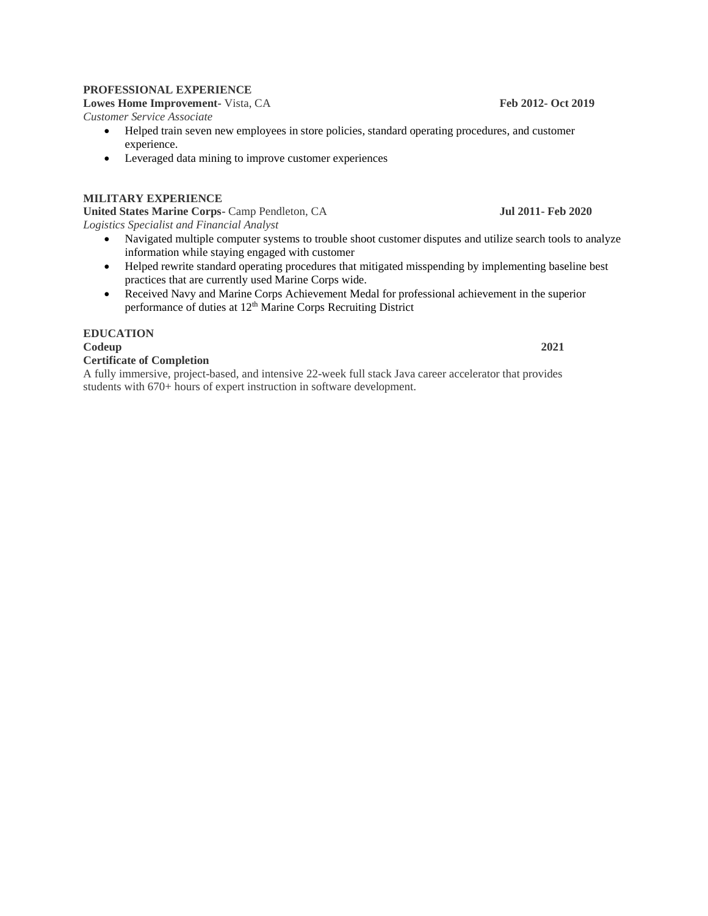## PROFESSIONAL EXPERIENCE

**Lowes Home Improvement-** Vista, CA **Feb 2012- Oct 2019**

*Customer Service Associate*

- Helped train seven new employees in store policies, standard operating procedures, and customer experience.
- Leveraged data mining to improve customer experiences

## MILITARY EXPERIENCE

**United States Marine Corps-** Camp Pendleton, CA **Jul 2011- Feb 2020**

*Logistics Specialist and Financial Analyst*

- Navigated multiple computer systems to trouble shoot customer disputes and utilize search tools to analyze information while staying engaged with customer
- Helped rewrite standard operating procedures that mitigated misspending by implementing baseline best practices that are currently used Marine Corps wide.
- Received Navy and Marine Corps Achievement Medal for professional achievement in the superior performance of duties at 12th Marine Corps Recruiting District

## EDUCATION

**Codeup** **2021**

**Certificate of Completion**

A fully immersive, project-based, and intensive 22-week full stack Java career accelerator that provides students with 670+ hours of expert instruction in software development.